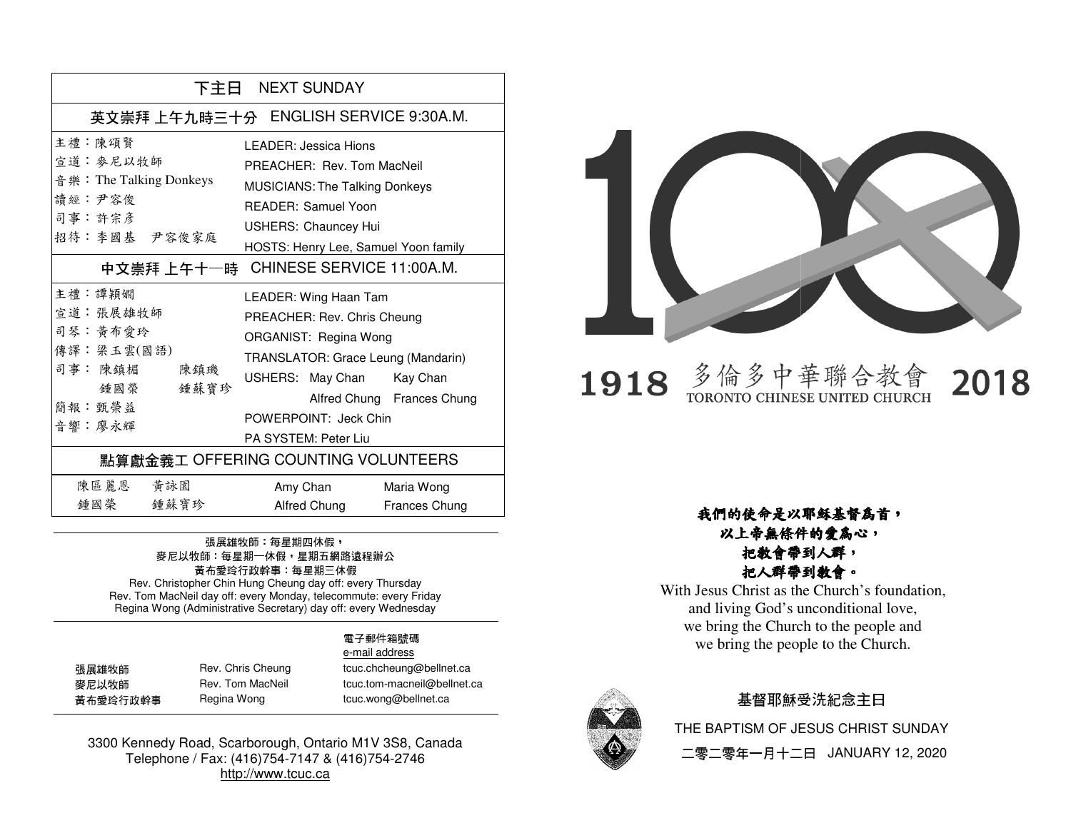# 下主日 NEXT SUNDAY

## 英文崇拜 上午九時三十分 ENGLISH SERVICE 9:30A.M.

| | |
|---|---|
| 主禮：陳頌賢 | LEADER: Jessica Hions |
| 宣道：麥尼以牧師 | PREACHER: Rev. Tom MacNeil |
| 音樂：The Talking Donkeys | MUSICIANS: The Talking Donkeys |
| 讀經：尹容俊 | READER: Samuel Yoon |
| 司事：許宗彥 | USHERS: Chauncey Hui |
| 招待：李國基 尹容俊家庭 | HOSTS: Henry Lee, Samuel Yoon family |

## 中文崇拜 上午十一時 CHINESE SERVICE 11:00A.M.

| | |
|---|---|
| 主禮：譚穎嫺 | LEADER: Wing Haan Tam |
| 宣道：張展雄牧師 | PREACHER: Rev. Chris Cheung |
| 司琴：黃布愛玲 | ORGANIST: Regina Wong |
| 傳譯：梁玉雲(國語) | TRANSLATOR: Grace Leung (Mandarin) |
| 司事：陳鎮楣 陳鎮璣 鍾國榮 鍾蘇寶珍 | USHERS: May Chan, Kay Chan, Alfred Chung, Frances Chung |
| 簡報：甄榮益 | POWERPOINT: Jeck Chin |
| 音響：廖永輝 | PA SYSTEM: Peter Liu |

## 點算獻金義工 OFFERING COUNTING VOLUNTEERS

| | | | |
|---|---|---|---|
| 陳區麗恩 | 黃詠園 | Amy Chan | Maria Wong |
| 鍾國榮 | 鍾蘇寶珍 | Alfred Chung | Frances Chung |

張展雄牧師：每星期四休假，
麥尼以牧師：每星期一休假，星期五網路遠程辦公
黃布愛玲行政幹事：每星期三休假
Rev. Christopher Chin Hung Cheung day off: every Thursday
Rev. Tom MacNeil day off: every Monday, telecommute: every Friday
Regina Wong (Administrative Secretary) day off: every Wednesday

| | | 電子郵件箱號碼 e-mail address |
|---|---|---|
| 張展雄牧師 | Rev. Chris Cheung | tcuc.chcheung@bellnet.ca |
| 麥尼以牧師 | Rev. Tom MacNeil | tcuc.tom-macneil@bellnet.ca |
| 黃布愛玲行政幹事 | Regina Wong | tcuc.wong@bellnet.ca |

3300 Kennedy Road, Scarborough, Ontario M1V 3S8, Canada
Telephone / Fax: (416)754-7147 & (416)754-2746
http://www.tcuc.ca

1918 多倫多中華聯合教會 TORONTO CHINESE UNITED CHURCH 2018

**我們的使命是以耶穌基督為首，**
**以上帝無條件的愛為心，**
**把教會帶到人群，**
**把人群帶到教會。**

With Jesus Christ as the Church's foundation,
and living God's unconditional love,
we bring the Church to the people and
we bring the people to the Church.

基督耶穌受洗紀念主日

THE BAPTISM OF JESUS CHRIST SUNDAY

二零二零年一月十二日 JANUARY 12, 2020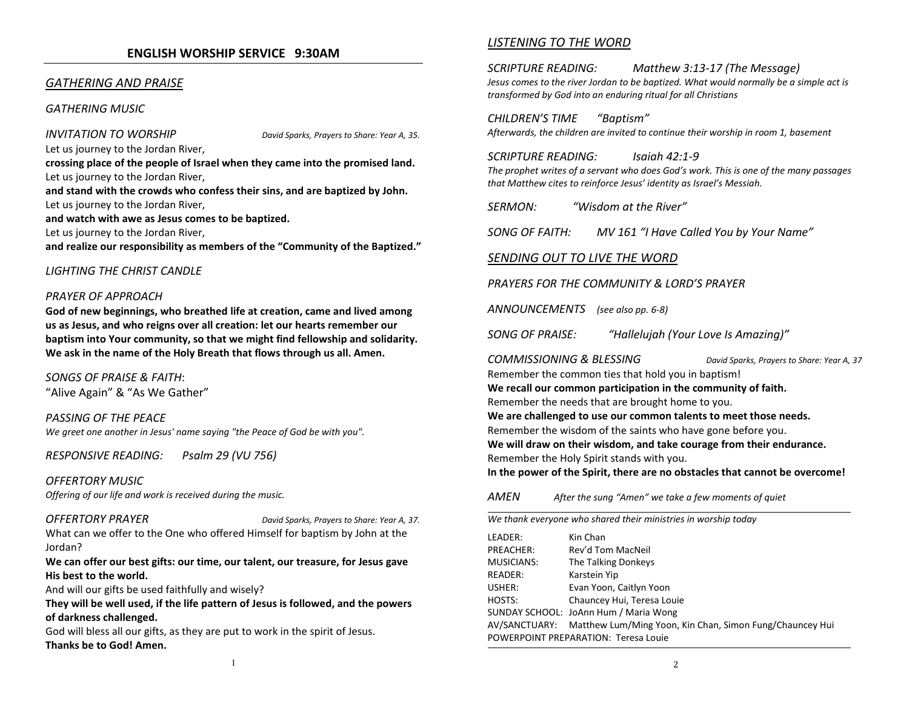## ENGLISH WORSHIP SERVICE 9:30AM

### *GATHERING AND PRAISE*

*GATHERING MUSIC*

*INVITATION TO WORSHIP* *David Sparks, Prayers to Share: Year A, 35.*

Let us journey to the Jordan River,
**crossing place of the people of Israel when they came into the promised land.**
Let us journey to the Jordan River,
**and stand with the crowds who confess their sins, and are baptized by John.**
Let us journey to the Jordan River,
**and watch with awe as Jesus comes to be baptized.**
Let us journey to the Jordan River,
**and realize our responsibility as members of the "Community of the Baptized."**

*LIGHTING THE CHRIST CANDLE*

*PRAYER OF APPROACH*

**God of new beginnings, who breathed life at creation, came and lived among us as Jesus, and who reigns over all creation: let our hearts remember our baptism into Your community, so that we might find fellowship and solidarity. We ask in the name of the Holy Breath that flows through us all. Amen.**

*SONGS OF PRAISE & FAITH*:
"Alive Again" & "As We Gather"

*PASSING OF THE PEACE*
*We greet one another in Jesus' name saying "the Peace of God be with you".*

*RESPONSIVE READING: Psalm 29 (VU 756)*

*OFFERTORY MUSIC*
*Offering of our life and work is received during the music.*

*OFFERTORY PRAYER* *David Sparks, Prayers to Share: Year A, 37.*

What can we offer to the One who offered Himself for baptism by John at the Jordan?
**We can offer our best gifts: our time, our talent, our treasure, for Jesus gave His best to the world.**
And will our gifts be used faithfully and wisely?
**They will be well used, if the life pattern of Jesus is followed, and the powers of darkness challenged.**
God will bless all our gifts, as they are put to work in the spirit of Jesus.
**Thanks be to God! Amen.**

### *LISTENING TO THE WORD*

*SCRIPTURE READING: Matthew 3:13-17 (The Message)*
*Jesus comes to the river Jordan to be baptized. What would normally be a simple act is transformed by God into an enduring ritual for all Christians*

*CHILDREN'S TIME "Baptism"*
*Afterwards, the children are invited to continue their worship in room 1, basement*

*SCRIPTURE READING: Isaiah 42:1-9*
*The prophet writes of a servant who does God's work. This is one of the many passages that Matthew cites to reinforce Jesus' identity as Israel's Messiah.*

*SERMON: "Wisdom at the River"*

*SONG OF FAITH: MV 161 "I Have Called You by Your Name"*

### *SENDING OUT TO LIVE THE WORD*

*PRAYERS FOR THE COMMUNITY & LORD'S PRAYER*

*ANNOUNCEMENTS (see also pp. 6-8)*

*SONG OF PRAISE: "Hallelujah (Your Love Is Amazing)"*

*COMMISSIONING & BLESSING* *David Sparks, Prayers to Share: Year A, 37*

Remember the common ties that hold you in baptism!
**We recall our common participation in the community of faith.**
Remember the needs that are brought home to you.
**We are challenged to use our common talents to meet those needs.**
Remember the wisdom of the saints who have gone before you.
**We will draw on their wisdom, and take courage from their endurance.**
Remember the Holy Spirit stands with you.
**In the power of the Spirit, there are no obstacles that cannot be overcome!**

*AMEN* *After the sung "Amen" we take a few moments of quiet*

---

*We thank everyone who shared their ministries in worship today*

LEADER: Kin Chan
PREACHER: Rev'd Tom MacNeil
MUSICIANS: The Talking Donkeys
READER: Karstein Yip
USHER: Evan Yoon, Caitlyn Yoon
HOSTS: Chauncey Hui, Teresa Louie
SUNDAY SCHOOL: JoAnn Hum / Maria Wong
AV/SANCTUARY: Matthew Lum/Ming Yoon, Kin Chan, Simon Fung/Chauncey Hui
POWERPOINT PREPARATION: Teresa Louie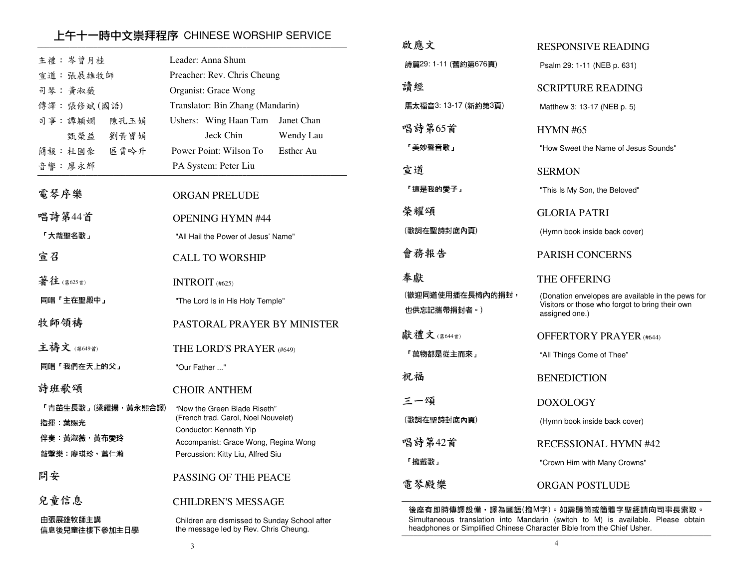# 上午十一時中文崇拜程序 CHINESE WORSHIP SERVICE

| | |
|---|---|
| 主禮：岑曾月桂 | Leader: Anna Shum |
| 宣道：張展雄牧師 | Preacher: Rev. Chris Cheung |
| 司琴：黃淑薇 | Organist: Grace Wong |
| 傳譯：張修斌(國語) | Translator: Bin Zhang (Mandarin) |
| 司事：譚穎嫺　陳孔玉娟 | Ushers: Wing Haan Tam　Janet Chan |
| 甄榮益　劉黃寶娟 | Jeck Chin　Wendy Lau |
| 簡報：杜國豪　區賈吟升 | Power Point: Wilson To　Esther Au |
| 音響：廖永輝 | PA System: Peter Liu |

**電琴序樂** — ORGAN PRELUDE

**唱詩第44首** — OPENING HYMN #44
「大哉聖名歌」 "All Hail the Power of Jesus' Name"

**宣召** — CALL TO WORSHIP

**著往** (第625首) — INTROIT (#625)
同唱「主在聖殿中」 "The Lord Is in His Holy Temple"

**牧師領禱** — PASTORAL PRAYER BY MINISTER

**主禱文** (第649首) — THE LORD'S PRAYER (#649)
同唱「我們在天上的父」 "Our Father ..."

**詩班歌頌** — CHOIR ANTHEM
「青苗生長歌」(梁耀揚，黃永熙合譯) "Now the Green Blade Riseth" (French trad. Carol, Noel Nouvelet)
指揮：葉賜光 Conductor: Kenneth Yip
伴奏：黃淑薇，黃布愛玲 Accompanist: Grace Wong, Regina Wong
敲擊樂：廖琪珍，蕭仁瀚 Percussion: Kitty Liu, Alfred Siu

**問安** — PASSING OF THE PEACE

**兒童信息** — CHILDREN'S MESSAGE
由張展雄牧師主講
信息後兒童往樓下參加主日學
Children are dismissed to Sunday School after the message led by Rev. Chris Cheung.

**啟應文** — RESPONSIVE READING
詩篇29: 1-11 (舊約第676頁) Psalm 29: 1-11 (NEB p. 631)

**讀經** — SCRIPTURE READING
馬太福音3: 13-17 (新約第3頁) Matthew 3: 13-17 (NEB p. 5)

**唱詩第65首** — HYMN #65
「美妙聲音歌」 "How Sweet the Name of Jesus Sounds"

**宣道** — SERMON
「這是我的愛子」 "This Is My Son, the Beloved"

**榮耀頌** — GLORIA PATRI
(歌詞在聖詩封底內頁) (Hymn book inside back cover)

**會務報告** — PARISH CONCERNS

**奉獻** — THE OFFERING
(歡迎同道使用插在長椅內的捐封，也供忘記攜帶捐封者。)
(Donation envelopes are available in the pews for Visitors or those who forgot to bring their own assigned one.)

**獻禮文** (第644首) — OFFERTORY PRAYER (#644)
「萬物都是從主而來」 "All Things Come of Thee"

**祝福** — BENEDICTION

**三一頌** — DOXOLOGY
(歌詞在聖詩封底內頁) (Hymn book inside back cover)

**唱詩第42首** — RECESSIONAL HYMN #42
「擁戴歌」 "Crown Him with Many Crowns"

**電琴殿樂** — ORGAN POSTLUDE

---

**後座有即時傳譯設備，譯為國語(撥M字)。如需聽筒或簡體字聖經請向司事長索取。**
Simultaneous translation into Mandarin (switch to M) is available. Please obtain headphones or Simplified Chinese Character Bible from the Chief Usher.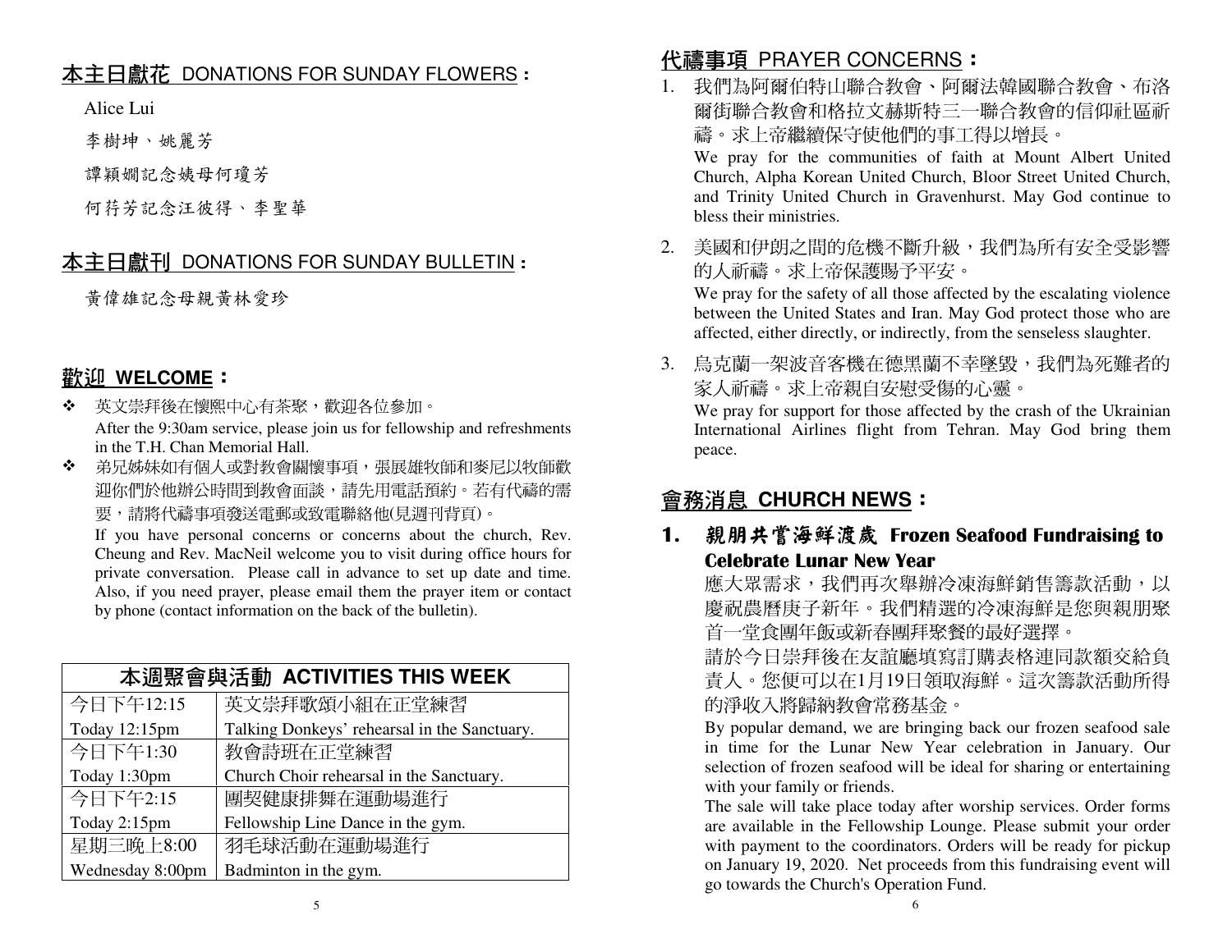## 本主日獻花 DONATIONS FOR SUNDAY FLOWERS：

Alice Lui

李樹坤、姚麗芳

譚穎嫻記念姨母何瓊芳

何荇芳記念汪彼得、李聖華

## 本主日獻刊 DONATIONS FOR SUNDAY BULLETIN：

黃偉雄記念母親黃林愛珍

## 歡迎 WELCOME：

- 英文崇拜後在懷熙中心有茶聚，歡迎各位參加。
  After the 9:30am service, please join us for fellowship and refreshments in the T.H. Chan Memorial Hall.
- 弟兄姊妹如有個人或對教會關懷事項，張展雄牧師和麥尼以牧師歡迎你們於他辦公時間到教會面談，請先用電話預約。若有代禱的需要，請將代禱事項發送電郵或致電聯絡他(見週刊背頁)。
  If you have personal concerns or concerns about the church, Rev. Cheung and Rev. MacNeil welcome you to visit during office hours for private conversation. Please call in advance to set up date and time. Also, if you need prayer, please email them the prayer item or contact by phone (contact information on the back of the bulletin).

| 本週聚會與活動 ACTIVITIES THIS WEEK | |
|---|---|
| 今日下午12:15<br>Today 12:15pm | 英文崇拜歌頌小組在正堂練習<br>Talking Donkeys' rehearsal in the Sanctuary. |
| 今日下午1:30<br>Today 1:30pm | 教會詩班在正堂練習<br>Church Choir rehearsal in the Sanctuary. |
| 今日下午2:15<br>Today 2:15pm | 團契健康排舞在運動場進行<br>Fellowship Line Dance in the gym. |
| 星期三晚上8:00<br>Wednesday 8:00pm | 羽毛球活動在運動場進行<br>Badminton in the gym. |

## 代禱事項 PRAYER CONCERNS：

1. 我們為阿爾伯特山聯合教會、阿爾法韓國聯合教會、布洛爾街聯合教會和格拉文赫斯特三一聯合教會的信仰社區祈禱。求上帝繼續保守使他們的事工得以增長。
   We pray for the communities of faith at Mount Albert United Church, Alpha Korean United Church, Bloor Street United Church, and Trinity United Church in Gravenhurst. May God continue to bless their ministries.
2. 美國和伊朗之間的危機不斷升級，我們為所有安全受影響的人祈禱。求上帝保護賜予平安。
   We pray for the safety of all those affected by the escalating violence between the United States and Iran. May God protect those who are affected, either directly, or indirectly, from the senseless slaughter.
3. 烏克蘭一架波音客機在德黑蘭不幸墜毀，我們為死難者的家人祈禱。求上帝親自安慰受傷的心靈。
   We pray for support for those affected by the crash of the Ukrainian International Airlines flight from Tehran. May God bring them peace.

## 會務消息 CHURCH NEWS：

### 1. 親朋共嘗海鮮渡歲 Frozen Seafood Fundraising to Celebrate Lunar New Year

應大眾需求，我們再次舉辦冷凍海鮮銷售籌款活動，以慶祝農曆庚子新年。我們精選的冷凍海鮮是您與親朋聚首一堂食團年飯或新春團拜聚餐的最好選擇。

請於今日崇拜後在友誼廳填寫訂購表格連同款額交給負責人。您便可以在1月19日領取海鮮。這次籌款活動所得的淨收入將歸納教會常務基金。

By popular demand, we are bringing back our frozen seafood sale in time for the Lunar New Year celebration in January. Our selection of frozen seafood will be ideal for sharing or entertaining with your family or friends.

The sale will take place today after worship services. Order forms are available in the Fellowship Lounge. Please submit your order with payment to the coordinators. Orders will be ready for pickup on January 19, 2020. Net proceeds from this fundraising event will go towards the Church's Operation Fund.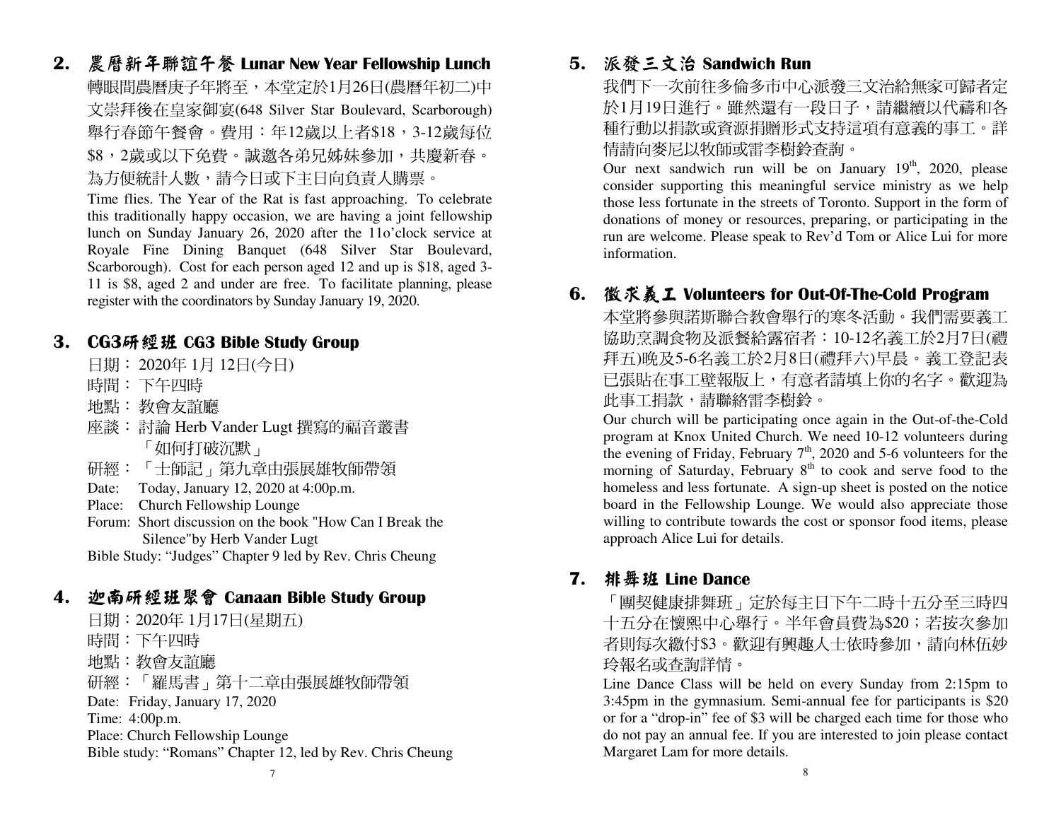## 2. 農曆新年聯誼午餐 Lunar New Year Fellowship Lunch

轉眼間農曆庚子年將至，本堂定於1月26日(農曆年初二)中文崇拜後在皇家御宴(648 Silver Star Boulevard, Scarborough)舉行春節午餐會。費用：年12歲以上者$18，3-12歲每位$8，2歲或以下免費。誠邀各弟兄姊妹參加，共慶新春。為方便統計人數，請今日或下主日向負責人購票。

Time flies. The Year of the Rat is fast approaching. To celebrate this traditionally happy occasion, we are having a joint fellowship lunch on Sunday January 26, 2020 after the 11o'clock service at Royale Fine Dining Banquet (648 Silver Star Boulevard, Scarborough). Cost for each person aged 12 and up is $18, aged 3-11 is $8, aged 2 and under are free. To facilitate planning, please register with the coordinators by Sunday January 19, 2020.

## 3. CG3研經班 CG3 Bible Study Group

日期： 2020年 1月 12日(今日)
時間： 下午四時
地點： 教會友誼廳
座談： 討論 Herb Vander Lugt 撰寫的福音叢書「如何打破沉默」
研經： 「士師記」第九章由張展雄牧師帶領

Date: Today, January 12, 2020 at 4:00p.m.
Place: Church Fellowship Lounge
Forum: Short discussion on the book "How Can I Break the Silence"by Herb Vander Lugt
Bible Study: "Judges" Chapter 9 led by Rev. Chris Cheung

## 4. 迦南研經班聚會 Canaan Bible Study Group

日期：2020年 1月17日(星期五)
時間：下午四時
地點：教會友誼廳
研經：「羅馬書」第十二章由張展雄牧師帶領

Date: Friday, January 17, 2020
Time: 4:00p.m.
Place: Church Fellowship Lounge
Bible study: "Romans" Chapter 12, led by Rev. Chris Cheung

## 5. 派發三文治 Sandwich Run

我們下一次前往多倫多市中心派發三文治給無家可歸者定於1月19日進行。雖然還有一段日子，請繼續以代禱和各種行動以捐款或資源捐贈形式支持這項有意義的事工。詳情請向麥尼以牧師或雷李樹鈴查詢。

Our next sandwich run will be on January 19th, 2020, please consider supporting this meaningful service ministry as we help those less fortunate in the streets of Toronto. Support in the form of donations of money or resources, preparing, or participating in the run are welcome. Please speak to Rev'd Tom or Alice Lui for more information.

## 6. 徵求義工 Volunteers for Out-Of-The-Cold Program

本堂將參與諾斯聯合教會舉行的寒冬活動。我們需要義工協助烹調食物及派餐給露宿者：10-12名義工於2月7日(禮拜五)晚及5-6名義工於2月8日(禮拜六)早晨。義工登記表已張貼在事工壁報版上，有意者請填上你的名字。歡迎為此事工捐款，請聯絡雷李樹鈴。

Our church will be participating once again in the Out-of-the-Cold program at Knox United Church. We need 10-12 volunteers during the evening of Friday, February 7th, 2020 and 5-6 volunteers for the morning of Saturday, February 8th to cook and serve food to the homeless and less fortunate. A sign-up sheet is posted on the notice board in the Fellowship Lounge. We would also appreciate those willing to contribute towards the cost or sponsor food items, please approach Alice Lui for details.

## 7. 排舞班 Line Dance

「團契健康排舞班」定於每主日下午二時十五分至三時四十五分在懷熙中心舉行。半年會員費為$20；若按次參加者則每次繳付$3。歡迎有興趣人士依時參加，請向林伍妙玲報名或查詢詳情。

Line Dance Class will be held on every Sunday from 2:15pm to 3:45pm in the gymnasium. Semi-annual fee for participants is $20 or for a "drop-in" fee of $3 will be charged each time for those who do not pay an annual fee. If you are interested to join please contact Margaret Lam for more details.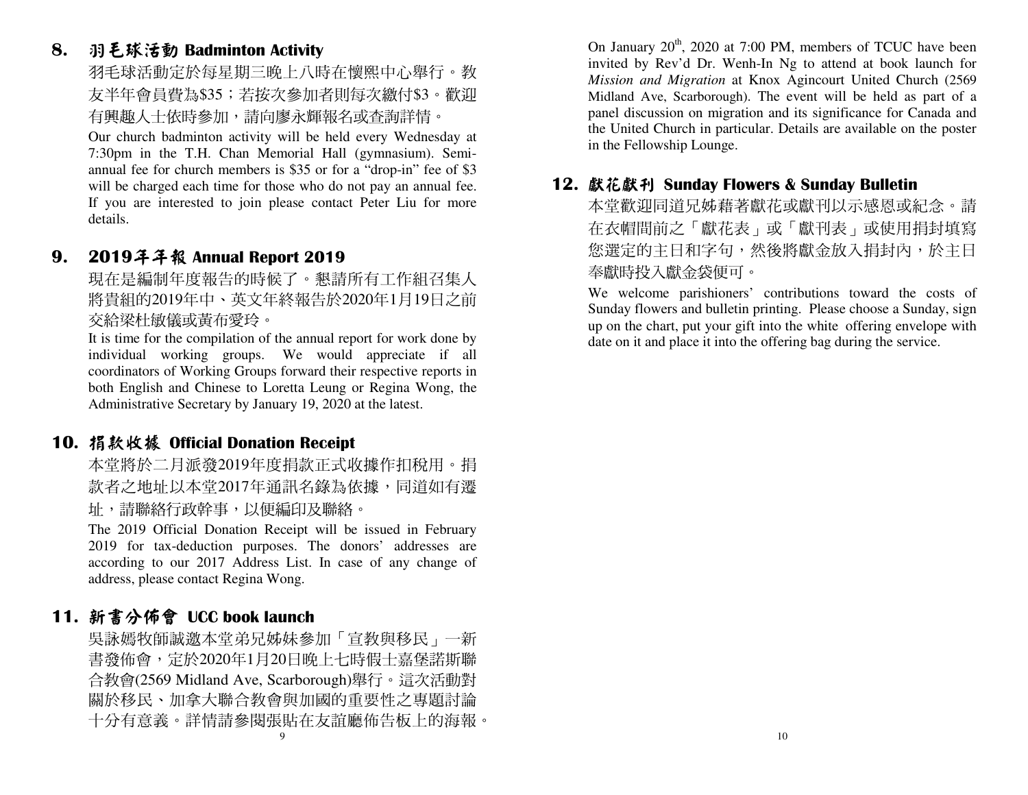## 8. 羽毛球活動 Badminton Activity

羽毛球活動定於每星期三晚上八時在懷熙中心舉行。教友半年會員費為$35；若按次參加者則每次繳付$3。歡迎有興趣人士依時參加，請向廖永輝報名或查詢詳情。

Our church badminton activity will be held every Wednesday at 7:30pm in the T.H. Chan Memorial Hall (gymnasium). Semi-annual fee for church members is $35 or for a “drop-in” fee of $3 will be charged each time for those who do not pay an annual fee. If you are interested to join please contact Peter Liu for more details.

## 9. 2019年年報 Annual Report 2019

現在是編制年度報告的時候了。懇請所有工作組召集人將貴組的2019年中、英文年終報告於2020年1月19日之前交給梁杜敏儀或黃布愛玲。

It is time for the compilation of the annual report for work done by individual working groups. We would appreciate if all coordinators of Working Groups forward their respective reports in both English and Chinese to Loretta Leung or Regina Wong, the Administrative Secretary by January 19, 2020 at the latest.

## 10. 捐款收據 Official Donation Receipt

本堂將於二月派發2019年度捐款正式收據作扣稅用。捐款者之地址以本堂2017年通訊名錄為依據，同道如有遷址，請聯絡行政幹事，以便編印及聯絡。

The 2019 Official Donation Receipt will be issued in February 2019 for tax-deduction purposes. The donors’ addresses are according to our 2017 Address List. In case of any change of address, please contact Regina Wong.

## 11. 新書分佈會 UCC book launch

吳詠嫣牧師誠邀本堂弟兄姊妹參加「宣教與移民」一新書發佈會，定於2020年1月20日晚上七時假士嘉堡諾斯聯合教會(2569 Midland Ave, Scarborough)舉行。這次活動對關於移民、加拿大聯合教會與加國的重要性之專題討論十分有意義。詳情請參閱張貼在友誼廳佈告板上的海報。

On January 20th, 2020 at 7:00 PM, members of TCUC have been invited by Rev’d Dr. Wenh-In Ng to attend at book launch for *Mission and Migration* at Knox Agincourt United Church (2569 Midland Ave, Scarborough). The event will be held as part of a panel discussion on migration and its significance for Canada and the United Church in particular. Details are available on the poster in the Fellowship Lounge.

## 12. 獻花獻刊 Sunday Flowers & Sunday Bulletin

本堂歡迎同道兄姊藉著獻花或獻刊以示感恩或紀念。請在衣帽間前之「獻花表」或「獻刊表」或使用捐封填寫您選定的主日和字句，然後將獻金放入捐封內，於主日奉獻時投入獻金袋便可。

We welcome parishioners’ contributions toward the costs of Sunday flowers and bulletin printing. Please choose a Sunday, sign up on the chart, put your gift into the white offering envelope with date on it and place it into the offering bag during the service.